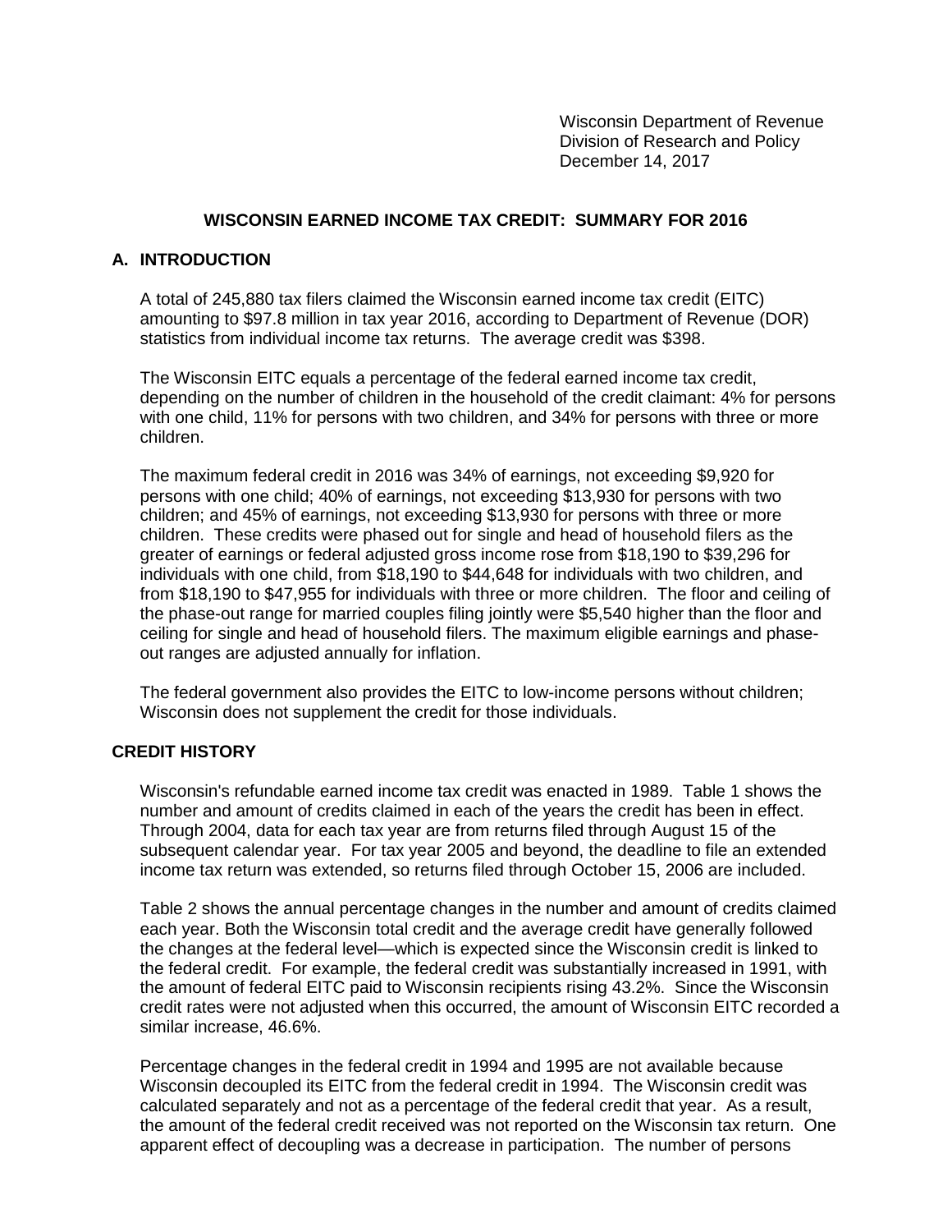Wisconsin Department of Revenue
Division of Research and Policy
December 14, 2017

# WISCONSIN EARNED INCOME TAX CREDIT: SUMMARY FOR 2016

## A. INTRODUCTION

A total of 245,880 tax filers claimed the Wisconsin earned income tax credit (EITC) amounting to $97.8 million in tax year 2016, according to Department of Revenue (DOR) statistics from individual income tax returns. The average credit was $398.

The Wisconsin EITC equals a percentage of the federal earned income tax credit, depending on the number of children in the household of the credit claimant: 4% for persons with one child, 11% for persons with two children, and 34% for persons with three or more children.

The maximum federal credit in 2016 was 34% of earnings, not exceeding $9,920 for persons with one child; 40% of earnings, not exceeding $13,930 for persons with two children; and 45% of earnings, not exceeding $13,930 for persons with three or more children. These credits were phased out for single and head of household filers as the greater of earnings or federal adjusted gross income rose from $18,190 to $39,296 for individuals with one child, from $18,190 to $44,648 for individuals with two children, and from $18,190 to $47,955 for individuals with three or more children. The floor and ceiling of the phase-out range for married couples filing jointly were $5,540 higher than the floor and ceiling for single and head of household filers. The maximum eligible earnings and phase-out ranges are adjusted annually for inflation.

The federal government also provides the EITC to low-income persons without children; Wisconsin does not supplement the credit for those individuals.

## CREDIT HISTORY

Wisconsin's refundable earned income tax credit was enacted in 1989. Table 1 shows the number and amount of credits claimed in each of the years the credit has been in effect. Through 2004, data for each tax year are from returns filed through August 15 of the subsequent calendar year. For tax year 2005 and beyond, the deadline to file an extended income tax return was extended, so returns filed through October 15, 2006 are included.

Table 2 shows the annual percentage changes in the number and amount of credits claimed each year. Both the Wisconsin total credit and the average credit have generally followed the changes at the federal level—which is expected since the Wisconsin credit is linked to the federal credit. For example, the federal credit was substantially increased in 1991, with the amount of federal EITC paid to Wisconsin recipients rising 43.2%. Since the Wisconsin credit rates were not adjusted when this occurred, the amount of Wisconsin EITC recorded a similar increase, 46.6%.

Percentage changes in the federal credit in 1994 and 1995 are not available because Wisconsin decoupled its EITC from the federal credit in 1994. The Wisconsin credit was calculated separately and not as a percentage of the federal credit that year. As a result, the amount of the federal credit received was not reported on the Wisconsin tax return. One apparent effect of decoupling was a decrease in participation. The number of persons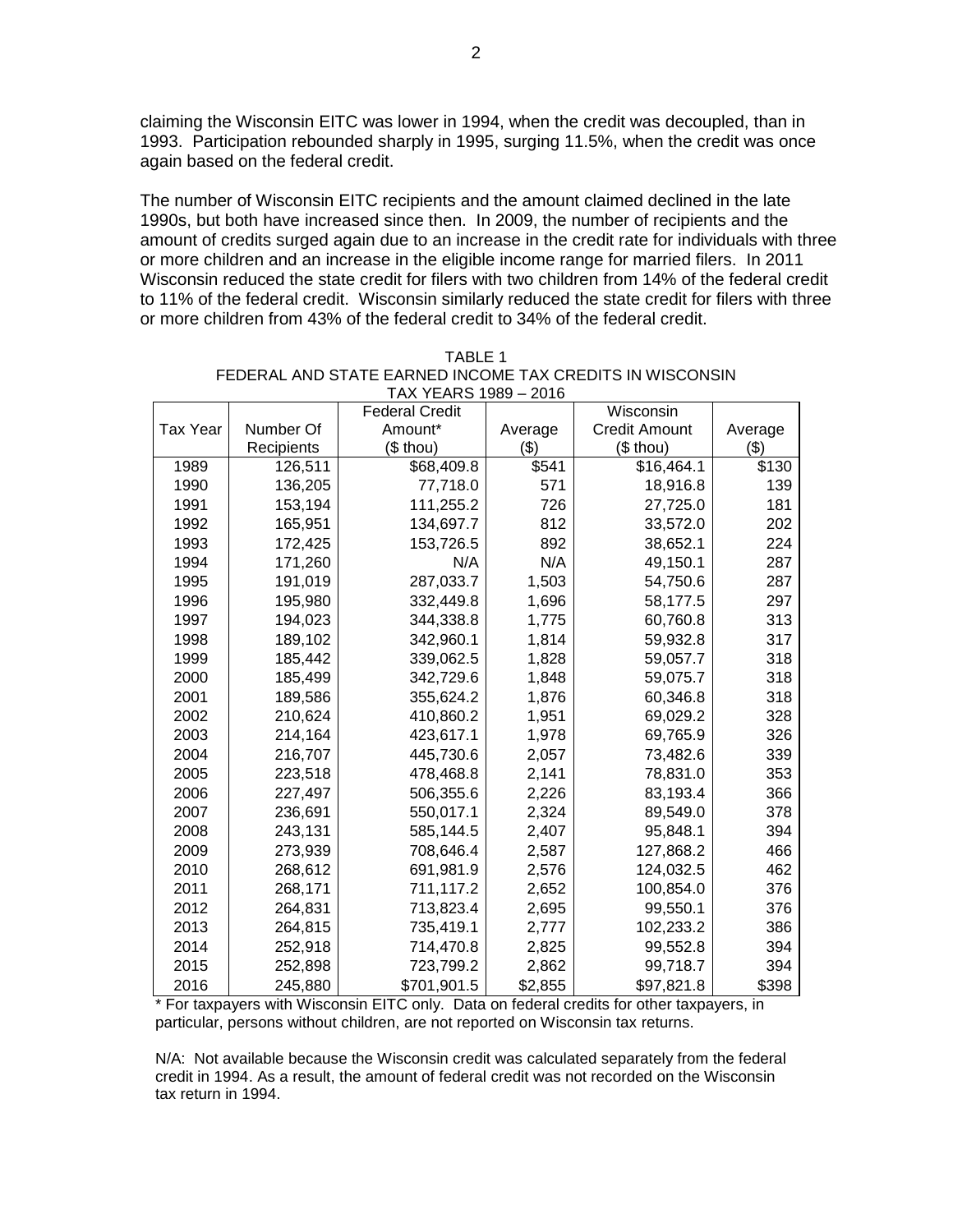claiming the Wisconsin EITC was lower in 1994, when the credit was decoupled, than in 1993. Participation rebounded sharply in 1995, surging 11.5%, when the credit was once again based on the federal credit.

The number of Wisconsin EITC recipients and the amount claimed declined in the late 1990s, but both have increased since then. In 2009, the number of recipients and the amount of credits surged again due to an increase in the credit rate for individuals with three or more children and an increase in the eligible income range for married filers. In 2011 Wisconsin reduced the state credit for filers with two children from 14% of the federal credit to 11% of the federal credit. Wisconsin similarly reduced the state credit for filers with three or more children from 43% of the federal credit to 34% of the federal credit.

TABLE 1
FEDERAL AND STATE EARNED INCOME TAX CREDITS IN WISCONSIN
TAX YEARS 1989 – 2016

| Tax Year | Number Of Recipients | Federal Credit Amount* ($ thou) | Average ($) | Wisconsin Credit Amount ($ thou) | Average ($) |
|---|---|---|---|---|---|
| 1989 | 126,511 | $68,409.8 | $541 | $16,464.1 | $130 |
| 1990 | 136,205 | 77,718.0 | 571 | 18,916.8 | 139 |
| 1991 | 153,194 | 111,255.2 | 726 | 27,725.0 | 181 |
| 1992 | 165,951 | 134,697.7 | 812 | 33,572.0 | 202 |
| 1993 | 172,425 | 153,726.5 | 892 | 38,652.1 | 224 |
| 1994 | 171,260 | N/A | N/A | 49,150.1 | 287 |
| 1995 | 191,019 | 287,033.7 | 1,503 | 54,750.6 | 287 |
| 1996 | 195,980 | 332,449.8 | 1,696 | 58,177.5 | 297 |
| 1997 | 194,023 | 344,338.8 | 1,775 | 60,760.8 | 313 |
| 1998 | 189,102 | 342,960.1 | 1,814 | 59,932.8 | 317 |
| 1999 | 185,442 | 339,062.5 | 1,828 | 59,057.7 | 318 |
| 2000 | 185,499 | 342,729.6 | 1,848 | 59,075.7 | 318 |
| 2001 | 189,586 | 355,624.2 | 1,876 | 60,346.8 | 318 |
| 2002 | 210,624 | 410,860.2 | 1,951 | 69,029.2 | 328 |
| 2003 | 214,164 | 423,617.1 | 1,978 | 69,765.9 | 326 |
| 2004 | 216,707 | 445,730.6 | 2,057 | 73,482.6 | 339 |
| 2005 | 223,518 | 478,468.8 | 2,141 | 78,831.0 | 353 |
| 2006 | 227,497 | 506,355.6 | 2,226 | 83,193.4 | 366 |
| 2007 | 236,691 | 550,017.1 | 2,324 | 89,549.0 | 378 |
| 2008 | 243,131 | 585,144.5 | 2,407 | 95,848.1 | 394 |
| 2009 | 273,939 | 708,646.4 | 2,587 | 127,868.2 | 466 |
| 2010 | 268,612 | 691,981.9 | 2,576 | 124,032.5 | 462 |
| 2011 | 268,171 | 711,117.2 | 2,652 | 100,854.0 | 376 |
| 2012 | 264,831 | 713,823.4 | 2,695 | 99,550.1 | 376 |
| 2013 | 264,815 | 735,419.1 | 2,777 | 102,233.2 | 386 |
| 2014 | 252,918 | 714,470.8 | 2,825 | 99,552.8 | 394 |
| 2015 | 252,898 | 723,799.2 | 2,862 | 99,718.7 | 394 |
| 2016 | 245,880 | $701,901.5 | $2,855 | $97,821.8 | $398 |

* For taxpayers with Wisconsin EITC only. Data on federal credits for other taxpayers, in particular, persons without children, are not reported on Wisconsin tax returns.

N/A: Not available because the Wisconsin credit was calculated separately from the federal credit in 1994. As a result, the amount of federal credit was not recorded on the Wisconsin tax return in 1994.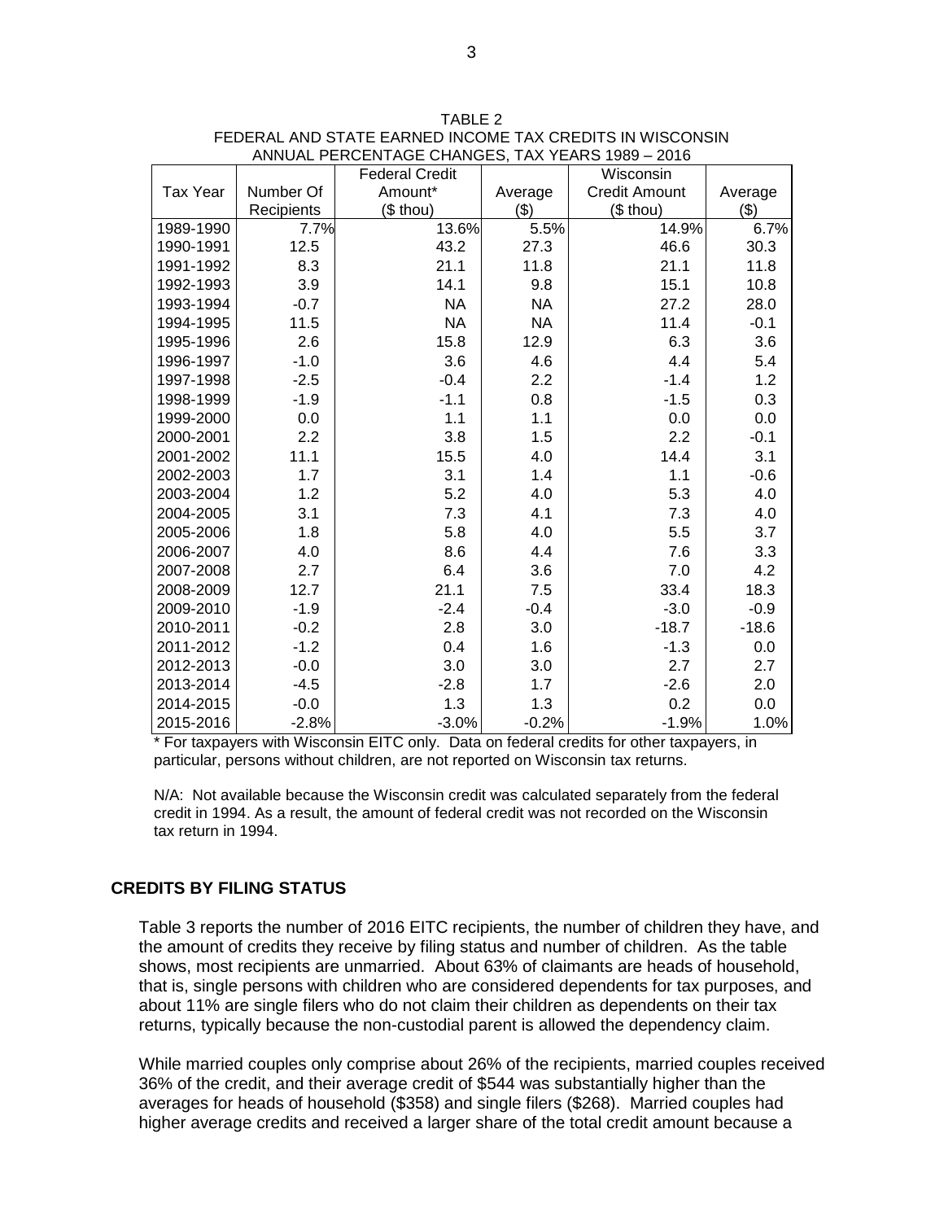TABLE 2
FEDERAL AND STATE EARNED INCOME TAX CREDITS IN WISCONSIN
ANNUAL PERCENTAGE CHANGES, TAX YEARS 1989 – 2016

| Tax Year | Number Of Recipients | Federal Credit Amount* ($ thou) | Average ($) | Wisconsin Credit Amount ($ thou) | Average ($) |
|---|---|---|---|---|---|
| 1989-1990 | 7.7% | 13.6% | 5.5% | 14.9% | 6.7% |
| 1990-1991 | 12.5 | 43.2 | 27.3 | 46.6 | 30.3 |
| 1991-1992 | 8.3 | 21.1 | 11.8 | 21.1 | 11.8 |
| 1992-1993 | 3.9 | 14.1 | 9.8 | 15.1 | 10.8 |
| 1993-1994 | -0.7 | NA | NA | 27.2 | 28.0 |
| 1994-1995 | 11.5 | NA | NA | 11.4 | -0.1 |
| 1995-1996 | 2.6 | 15.8 | 12.9 | 6.3 | 3.6 |
| 1996-1997 | -1.0 | 3.6 | 4.6 | 4.4 | 5.4 |
| 1997-1998 | -2.5 | -0.4 | 2.2 | -1.4 | 1.2 |
| 1998-1999 | -1.9 | -1.1 | 0.8 | -1.5 | 0.3 |
| 1999-2000 | 0.0 | 1.1 | 1.1 | 0.0 | 0.0 |
| 2000-2001 | 2.2 | 3.8 | 1.5 | 2.2 | -0.1 |
| 2001-2002 | 11.1 | 15.5 | 4.0 | 14.4 | 3.1 |
| 2002-2003 | 1.7 | 3.1 | 1.4 | 1.1 | -0.6 |
| 2003-2004 | 1.2 | 5.2 | 4.0 | 5.3 | 4.0 |
| 2004-2005 | 3.1 | 7.3 | 4.1 | 7.3 | 4.0 |
| 2005-2006 | 1.8 | 5.8 | 4.0 | 5.5 | 3.7 |
| 2006-2007 | 4.0 | 8.6 | 4.4 | 7.6 | 3.3 |
| 2007-2008 | 2.7 | 6.4 | 3.6 | 7.0 | 4.2 |
| 2008-2009 | 12.7 | 21.1 | 7.5 | 33.4 | 18.3 |
| 2009-2010 | -1.9 | -2.4 | -0.4 | -3.0 | -0.9 |
| 2010-2011 | -0.2 | 2.8 | 3.0 | -18.7 | -18.6 |
| 2011-2012 | -1.2 | 0.4 | 1.6 | -1.3 | 0.0 |
| 2012-2013 | -0.0 | 3.0 | 3.0 | 2.7 | 2.7 |
| 2013-2014 | -4.5 | -2.8 | 1.7 | -2.6 | 2.0 |
| 2014-2015 | -0.0 | 1.3 | 1.3 | 0.2 | 0.0 |
| 2015-2016 | -2.8% | -3.0% | -0.2% | -1.9% | 1.0% |

* For taxpayers with Wisconsin EITC only. Data on federal credits for other taxpayers, in particular, persons without children, are not reported on Wisconsin tax returns.

N/A: Not available because the Wisconsin credit was calculated separately from the federal credit in 1994. As a result, the amount of federal credit was not recorded on the Wisconsin tax return in 1994.

## CREDITS BY FILING STATUS

Table 3 reports the number of 2016 EITC recipients, the number of children they have, and the amount of credits they receive by filing status and number of children. As the table shows, most recipients are unmarried. About 63% of claimants are heads of household, that is, single persons with children who are considered dependents for tax purposes, and about 11% are single filers who do not claim their children as dependents on their tax returns, typically because the non-custodial parent is allowed the dependency claim.

While married couples only comprise about 26% of the recipients, married couples received 36% of the credit, and their average credit of $544 was substantially higher than the averages for heads of household ($358) and single filers ($268). Married couples had higher average credits and received a larger share of the total credit amount because a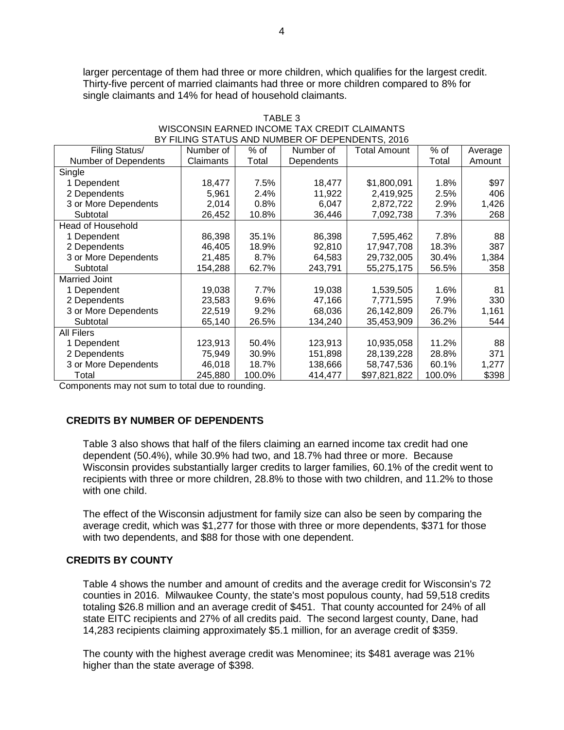larger percentage of them had three or more children, which qualifies for the largest credit. Thirty-five percent of married claimants had three or more children compared to 8% for single claimants and 14% for head of household claimants.

TABLE 3
WISCONSIN EARNED INCOME TAX CREDIT CLAIMANTS
BY FILING STATUS AND NUMBER OF DEPENDENTS, 2016

| Filing Status/ Number of Dependents | Number of Claimants | % of Total | Number of Dependents | Total Amount | % of Total | Average Amount |
|---|---|---|---|---|---|---|
| Single | | | | | | |
| 1 Dependent | 18,477 | 7.5% | 18,477 | $1,800,091 | 1.8% | $97 |
| 2 Dependents | 5,961 | 2.4% | 11,922 | 2,419,925 | 2.5% | 406 |
| 3 or More Dependents | 2,014 | 0.8% | 6,047 | 2,872,722 | 2.9% | 1,426 |
| Subtotal | 26,452 | 10.8% | 36,446 | 7,092,738 | 7.3% | 268 |
| Head of Household | | | | | | |
| 1 Dependent | 86,398 | 35.1% | 86,398 | 7,595,462 | 7.8% | 88 |
| 2 Dependents | 46,405 | 18.9% | 92,810 | 17,947,708 | 18.3% | 387 |
| 3 or More Dependents | 21,485 | 8.7% | 64,583 | 29,732,005 | 30.4% | 1,384 |
| Subtotal | 154,288 | 62.7% | 243,791 | 55,275,175 | 56.5% | 358 |
| Married Joint | | | | | | |
| 1 Dependent | 19,038 | 7.7% | 19,038 | 1,539,505 | 1.6% | 81 |
| 2 Dependents | 23,583 | 9.6% | 47,166 | 7,771,595 | 7.9% | 330 |
| 3 or More Dependents | 22,519 | 9.2% | 68,036 | 26,142,809 | 26.7% | 1,161 |
| Subtotal | 65,140 | 26.5% | 134,240 | 35,453,909 | 36.2% | 544 |
| All Filers | | | | | | |
| 1 Dependent | 123,913 | 50.4% | 123,913 | 10,935,058 | 11.2% | 88 |
| 2 Dependents | 75,949 | 30.9% | 151,898 | 28,139,228 | 28.8% | 371 |
| 3 or More Dependents | 46,018 | 18.7% | 138,666 | 58,747,536 | 60.1% | 1,277 |
| Total | 245,880 | 100.0% | 414,477 | $97,821,822 | 100.0% | $398 |

Components may not sum to total due to rounding.

## CREDITS BY NUMBER OF DEPENDENTS

Table 3 also shows that half of the filers claiming an earned income tax credit had one dependent (50.4%), while 30.9% had two, and 18.7% had three or more. Because Wisconsin provides substantially larger credits to larger families, 60.1% of the credit went to recipients with three or more children, 28.8% to those with two children, and 11.2% to those with one child.

The effect of the Wisconsin adjustment for family size can also be seen by comparing the average credit, which was $1,277 for those with three or more dependents, $371 for those with two dependents, and $88 for those with one dependent.

## CREDITS BY COUNTY

Table 4 shows the number and amount of credits and the average credit for Wisconsin's 72 counties in 2016. Milwaukee County, the state's most populous county, had 59,518 credits totaling $26.8 million and an average credit of $451. That county accounted for 24% of all state EITC recipients and 27% of all credits paid. The second largest county, Dane, had 14,283 recipients claiming approximately $5.1 million, for an average credit of $359.

The county with the highest average credit was Menominee; its $481 average was 21% higher than the state average of $398.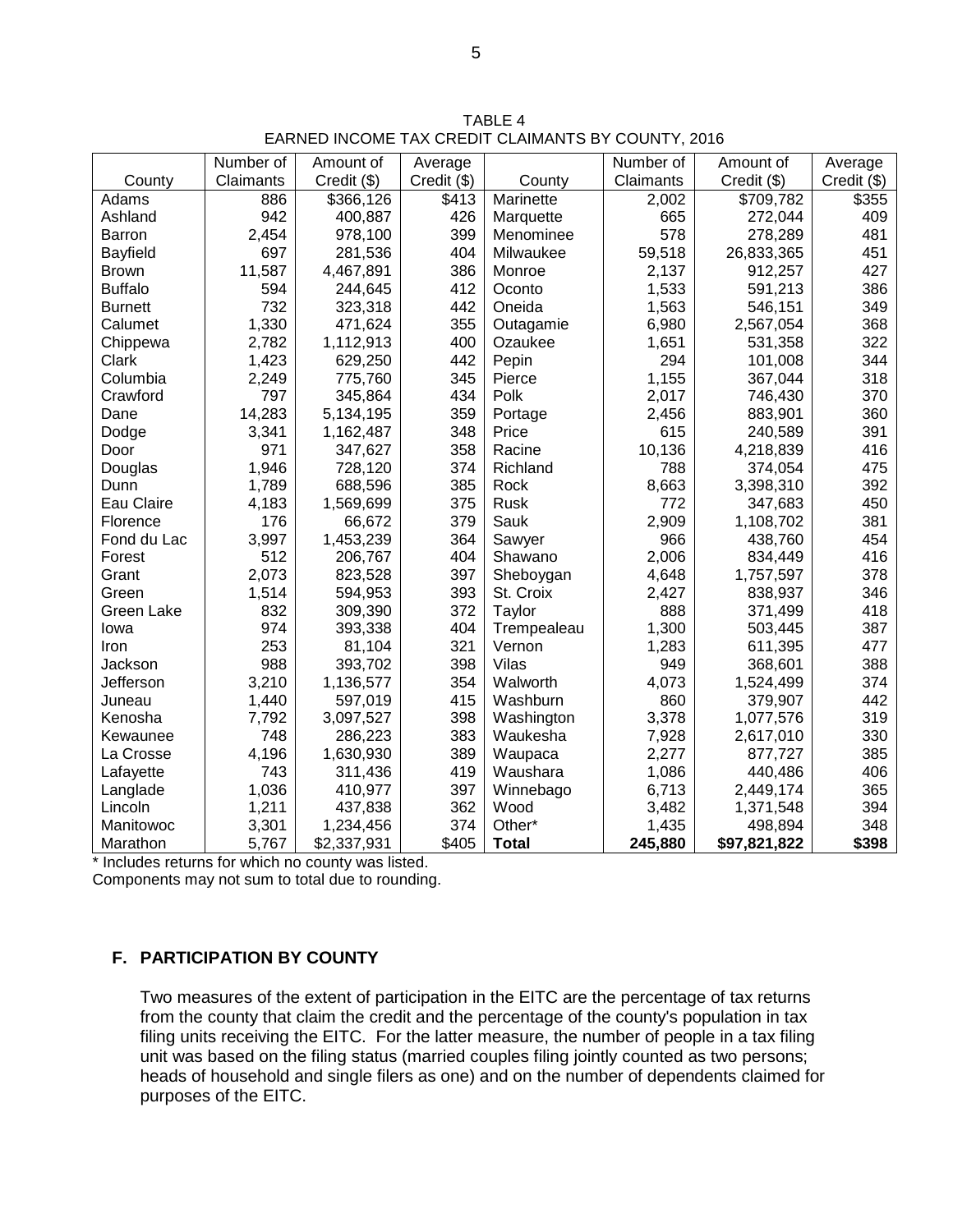TABLE 4
EARNED INCOME TAX CREDIT CLAIMANTS BY COUNTY, 2016

| County | Number of Claimants | Amount of Credit ($) | Average Credit ($) | County | Number of Claimants | Amount of Credit ($) | Average Credit ($) |
|---|---|---|---|---|---|---|---|
| Adams | 886 | $366,126 | $413 | Marinette | 2,002 | $709,782 | $355 |
| Ashland | 942 | 400,887 | 426 | Marquette | 665 | 272,044 | 409 |
| Barron | 2,454 | 978,100 | 399 | Menominee | 578 | 278,289 | 481 |
| Bayfield | 697 | 281,536 | 404 | Milwaukee | 59,518 | 26,833,365 | 451 |
| Brown | 11,587 | 4,467,891 | 386 | Monroe | 2,137 | 912,257 | 427 |
| Buffalo | 594 | 244,645 | 412 | Oconto | 1,533 | 591,213 | 386 |
| Burnett | 732 | 323,318 | 442 | Oneida | 1,563 | 546,151 | 349 |
| Calumet | 1,330 | 471,624 | 355 | Outagamie | 6,980 | 2,567,054 | 368 |
| Chippewa | 2,782 | 1,112,913 | 400 | Ozaukee | 1,651 | 531,358 | 322 |
| Clark | 1,423 | 629,250 | 442 | Pepin | 294 | 101,008 | 344 |
| Columbia | 2,249 | 775,760 | 345 | Pierce | 1,155 | 367,044 | 318 |
| Crawford | 797 | 345,864 | 434 | Polk | 2,017 | 746,430 | 370 |
| Dane | 14,283 | 5,134,195 | 359 | Portage | 2,456 | 883,901 | 360 |
| Dodge | 3,341 | 1,162,487 | 348 | Price | 615 | 240,589 | 391 |
| Door | 971 | 347,627 | 358 | Racine | 10,136 | 4,218,839 | 416 |
| Douglas | 1,946 | 728,120 | 374 | Richland | 788 | 374,054 | 475 |
| Dunn | 1,789 | 688,596 | 385 | Rock | 8,663 | 3,398,310 | 392 |
| Eau Claire | 4,183 | 1,569,699 | 375 | Rusk | 772 | 347,683 | 450 |
| Florence | 176 | 66,672 | 379 | Sauk | 2,909 | 1,108,702 | 381 |
| Fond du Lac | 3,997 | 1,453,239 | 364 | Sawyer | 966 | 438,760 | 454 |
| Forest | 512 | 206,767 | 404 | Shawano | 2,006 | 834,449 | 416 |
| Grant | 2,073 | 823,528 | 397 | Sheboygan | 4,648 | 1,757,597 | 378 |
| Green | 1,514 | 594,953 | 393 | St. Croix | 2,427 | 838,937 | 346 |
| Green Lake | 832 | 309,390 | 372 | Taylor | 888 | 371,499 | 418 |
| Iowa | 974 | 393,338 | 404 | Trempealeau | 1,300 | 503,445 | 387 |
| Iron | 253 | 81,104 | 321 | Vernon | 1,283 | 611,395 | 477 |
| Jackson | 988 | 393,702 | 398 | Vilas | 949 | 368,601 | 388 |
| Jefferson | 3,210 | 1,136,577 | 354 | Walworth | 4,073 | 1,524,499 | 374 |
| Juneau | 1,440 | 597,019 | 415 | Washburn | 860 | 379,907 | 442 |
| Kenosha | 7,792 | 3,097,527 | 398 | Washington | 3,378 | 1,077,576 | 319 |
| Kewaunee | 748 | 286,223 | 383 | Waukesha | 7,928 | 2,617,010 | 330 |
| La Crosse | 4,196 | 1,630,930 | 389 | Waupaca | 2,277 | 877,727 | 385 |
| Lafayette | 743 | 311,436 | 419 | Waushara | 1,086 | 440,486 | 406 |
| Langlade | 1,036 | 410,977 | 397 | Winnebago | 6,713 | 2,449,174 | 365 |
| Lincoln | 1,211 | 437,838 | 362 | Wood | 3,482 | 1,371,548 | 394 |
| Manitowoc | 3,301 | 1,234,456 | 374 | Other* | 1,435 | 498,894 | 348 |
| Marathon | 5,767 | $2,337,931 | $405 | **Total** | **245,880** | **$97,821,822** | **$398** |

\* Includes returns for which no county was listed.
Components may not sum to total due to rounding.

## F. PARTICIPATION BY COUNTY

Two measures of the extent of participation in the EITC are the percentage of tax returns from the county that claim the credit and the percentage of the county's population in tax filing units receiving the EITC. For the latter measure, the number of people in a tax filing unit was based on the filing status (married couples filing jointly counted as two persons; heads of household and single filers as one) and on the number of dependents claimed for purposes of the EITC.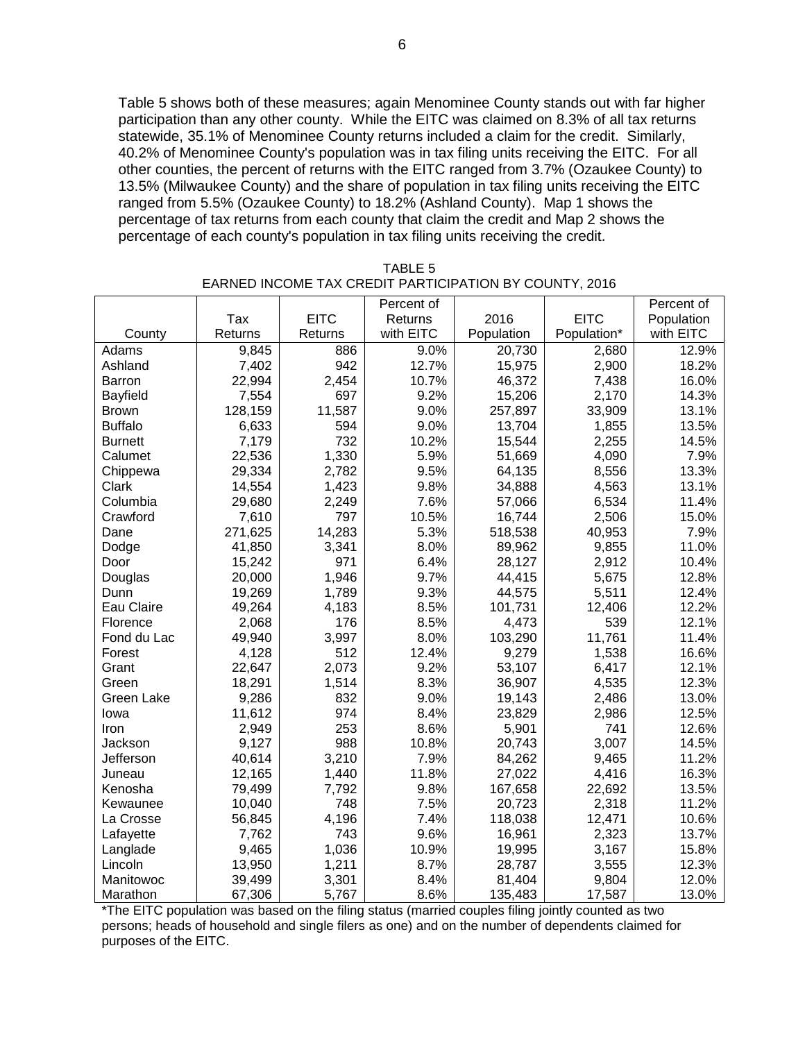Table 5 shows both of these measures; again Menominee County stands out with far higher participation than any other county. While the EITC was claimed on 8.3% of all tax returns statewide, 35.1% of Menominee County returns included a claim for the credit. Similarly, 40.2% of Menominee County's population was in tax filing units receiving the EITC. For all other counties, the percent of returns with the EITC ranged from 3.7% (Ozaukee County) to 13.5% (Milwaukee County) and the share of population in tax filing units receiving the EITC ranged from 5.5% (Ozaukee County) to 18.2% (Ashland County). Map 1 shows the percentage of tax returns from each county that claim the credit and Map 2 shows the percentage of each county's population in tax filing units receiving the credit.

TABLE 5
EARNED INCOME TAX CREDIT PARTICIPATION BY COUNTY, 2016

| County | Tax Returns | EITC Returns | Percent of Returns with EITC | 2016 Population | EITC Population* | Percent of Population with EITC |
|---|---|---|---|---|---|---|
| Adams | 9,845 | 886 | 9.0% | 20,730 | 2,680 | 12.9% |
| Ashland | 7,402 | 942 | 12.7% | 15,975 | 2,900 | 18.2% |
| Barron | 22,994 | 2,454 | 10.7% | 46,372 | 7,438 | 16.0% |
| Bayfield | 7,554 | 697 | 9.2% | 15,206 | 2,170 | 14.3% |
| Brown | 128,159 | 11,587 | 9.0% | 257,897 | 33,909 | 13.1% |
| Buffalo | 6,633 | 594 | 9.0% | 13,704 | 1,855 | 13.5% |
| Burnett | 7,179 | 732 | 10.2% | 15,544 | 2,255 | 14.5% |
| Calumet | 22,536 | 1,330 | 5.9% | 51,669 | 4,090 | 7.9% |
| Chippewa | 29,334 | 2,782 | 9.5% | 64,135 | 8,556 | 13.3% |
| Clark | 14,554 | 1,423 | 9.8% | 34,888 | 4,563 | 13.1% |
| Columbia | 29,680 | 2,249 | 7.6% | 57,066 | 6,534 | 11.4% |
| Crawford | 7,610 | 797 | 10.5% | 16,744 | 2,506 | 15.0% |
| Dane | 271,625 | 14,283 | 5.3% | 518,538 | 40,953 | 7.9% |
| Dodge | 41,850 | 3,341 | 8.0% | 89,962 | 9,855 | 11.0% |
| Door | 15,242 | 971 | 6.4% | 28,127 | 2,912 | 10.4% |
| Douglas | 20,000 | 1,946 | 9.7% | 44,415 | 5,675 | 12.8% |
| Dunn | 19,269 | 1,789 | 9.3% | 44,575 | 5,511 | 12.4% |
| Eau Claire | 49,264 | 4,183 | 8.5% | 101,731 | 12,406 | 12.2% |
| Florence | 2,068 | 176 | 8.5% | 4,473 | 539 | 12.1% |
| Fond du Lac | 49,940 | 3,997 | 8.0% | 103,290 | 11,761 | 11.4% |
| Forest | 4,128 | 512 | 12.4% | 9,279 | 1,538 | 16.6% |
| Grant | 22,647 | 2,073 | 9.2% | 53,107 | 6,417 | 12.1% |
| Green | 18,291 | 1,514 | 8.3% | 36,907 | 4,535 | 12.3% |
| Green Lake | 9,286 | 832 | 9.0% | 19,143 | 2,486 | 13.0% |
| Iowa | 11,612 | 974 | 8.4% | 23,829 | 2,986 | 12.5% |
| Iron | 2,949 | 253 | 8.6% | 5,901 | 741 | 12.6% |
| Jackson | 9,127 | 988 | 10.8% | 20,743 | 3,007 | 14.5% |
| Jefferson | 40,614 | 3,210 | 7.9% | 84,262 | 9,465 | 11.2% |
| Juneau | 12,165 | 1,440 | 11.8% | 27,022 | 4,416 | 16.3% |
| Kenosha | 79,499 | 7,792 | 9.8% | 167,658 | 22,692 | 13.5% |
| Kewaunee | 10,040 | 748 | 7.5% | 20,723 | 2,318 | 11.2% |
| La Crosse | 56,845 | 4,196 | 7.4% | 118,038 | 12,471 | 10.6% |
| Lafayette | 7,762 | 743 | 9.6% | 16,961 | 2,323 | 13.7% |
| Langlade | 9,465 | 1,036 | 10.9% | 19,995 | 3,167 | 15.8% |
| Lincoln | 13,950 | 1,211 | 8.7% | 28,787 | 3,555 | 12.3% |
| Manitowoc | 39,499 | 3,301 | 8.4% | 81,404 | 9,804 | 12.0% |
| Marathon | 67,306 | 5,767 | 8.6% | 135,483 | 17,587 | 13.0% |

*The EITC population was based on the filing status (married couples filing jointly counted as two persons; heads of household and single filers as one) and on the number of dependents claimed for purposes of the EITC.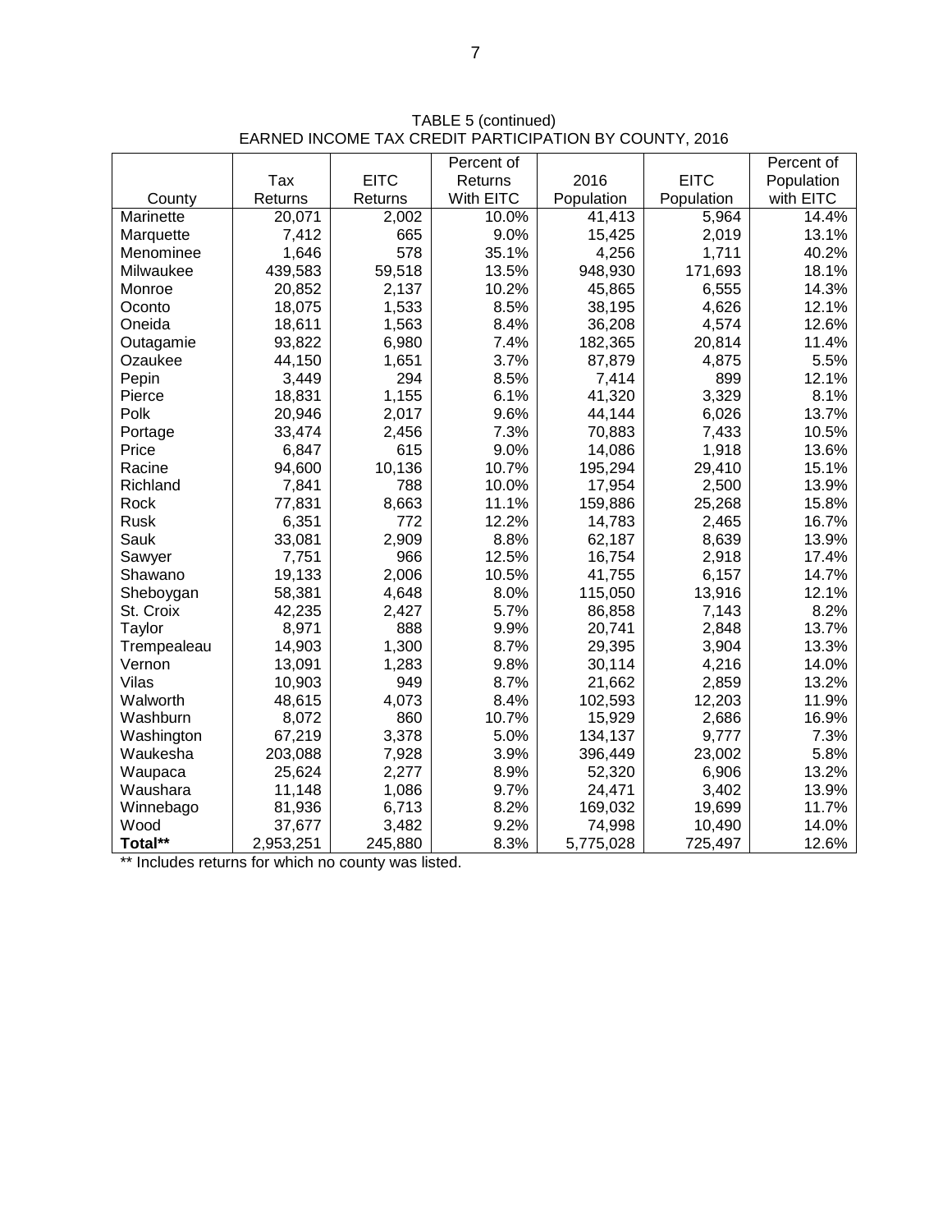TABLE 5 (continued)
EARNED INCOME TAX CREDIT PARTICIPATION BY COUNTY, 2016

| County | Tax Returns | EITC Returns | Percent of Returns With EITC | 2016 Population | EITC Population | Percent of Population with EITC |
|---|---|---|---|---|---|---|
| Marinette | 20,071 | 2,002 | 10.0% | 41,413 | 5,964 | 14.4% |
| Marquette | 7,412 | 665 | 9.0% | 15,425 | 2,019 | 13.1% |
| Menominee | 1,646 | 578 | 35.1% | 4,256 | 1,711 | 40.2% |
| Milwaukee | 439,583 | 59,518 | 13.5% | 948,930 | 171,693 | 18.1% |
| Monroe | 20,852 | 2,137 | 10.2% | 45,865 | 6,555 | 14.3% |
| Oconto | 18,075 | 1,533 | 8.5% | 38,195 | 4,626 | 12.1% |
| Oneida | 18,611 | 1,563 | 8.4% | 36,208 | 4,574 | 12.6% |
| Outagamie | 93,822 | 6,980 | 7.4% | 182,365 | 20,814 | 11.4% |
| Ozaukee | 44,150 | 1,651 | 3.7% | 87,879 | 4,875 | 5.5% |
| Pepin | 3,449 | 294 | 8.5% | 7,414 | 899 | 12.1% |
| Pierce | 18,831 | 1,155 | 6.1% | 41,320 | 3,329 | 8.1% |
| Polk | 20,946 | 2,017 | 9.6% | 44,144 | 6,026 | 13.7% |
| Portage | 33,474 | 2,456 | 7.3% | 70,883 | 7,433 | 10.5% |
| Price | 6,847 | 615 | 9.0% | 14,086 | 1,918 | 13.6% |
| Racine | 94,600 | 10,136 | 10.7% | 195,294 | 29,410 | 15.1% |
| Richland | 7,841 | 788 | 10.0% | 17,954 | 2,500 | 13.9% |
| Rock | 77,831 | 8,663 | 11.1% | 159,886 | 25,268 | 15.8% |
| Rusk | 6,351 | 772 | 12.2% | 14,783 | 2,465 | 16.7% |
| Sauk | 33,081 | 2,909 | 8.8% | 62,187 | 8,639 | 13.9% |
| Sawyer | 7,751 | 966 | 12.5% | 16,754 | 2,918 | 17.4% |
| Shawano | 19,133 | 2,006 | 10.5% | 41,755 | 6,157 | 14.7% |
| Sheboygan | 58,381 | 4,648 | 8.0% | 115,050 | 13,916 | 12.1% |
| St. Croix | 42,235 | 2,427 | 5.7% | 86,858 | 7,143 | 8.2% |
| Taylor | 8,971 | 888 | 9.9% | 20,741 | 2,848 | 13.7% |
| Trempealeau | 14,903 | 1,300 | 8.7% | 29,395 | 3,904 | 13.3% |
| Vernon | 13,091 | 1,283 | 9.8% | 30,114 | 4,216 | 14.0% |
| Vilas | 10,903 | 949 | 8.7% | 21,662 | 2,859 | 13.2% |
| Walworth | 48,615 | 4,073 | 8.4% | 102,593 | 12,203 | 11.9% |
| Washburn | 8,072 | 860 | 10.7% | 15,929 | 2,686 | 16.9% |
| Washington | 67,219 | 3,378 | 5.0% | 134,137 | 9,777 | 7.3% |
| Waukesha | 203,088 | 7,928 | 3.9% | 396,449 | 23,002 | 5.8% |
| Waupaca | 25,624 | 2,277 | 8.9% | 52,320 | 6,906 | 13.2% |
| Waushara | 11,148 | 1,086 | 9.7% | 24,471 | 3,402 | 13.9% |
| Winnebago | 81,936 | 6,713 | 8.2% | 169,032 | 19,699 | 11.7% |
| Wood | 37,677 | 3,482 | 9.2% | 74,998 | 10,490 | 14.0% |
| **Total**** | 2,953,251 | 245,880 | 8.3% | 5,775,028 | 725,497 | 12.6% |

** Includes returns for which no county was listed.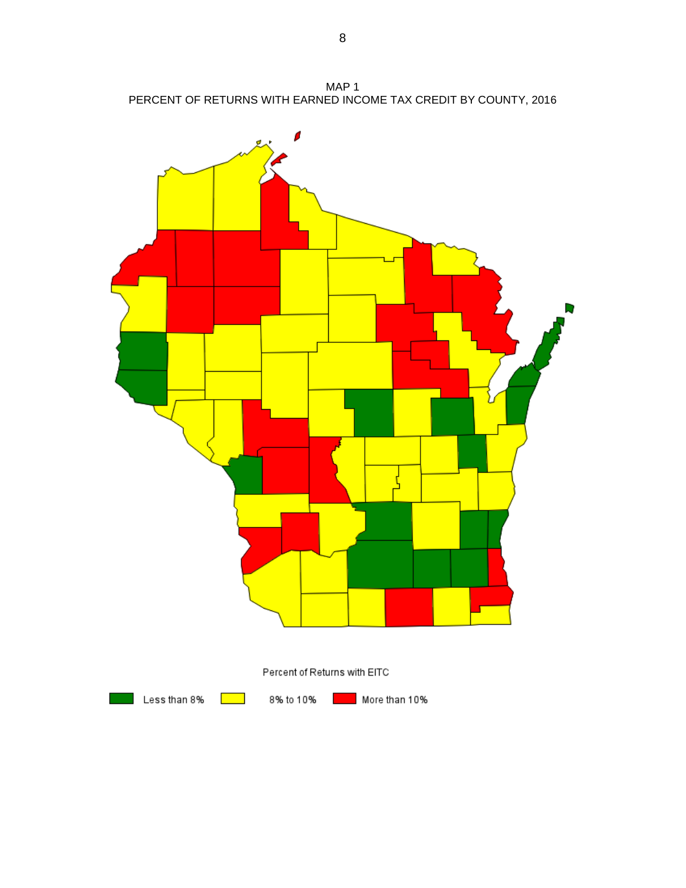MAP 1
PERCENT OF RETURNS WITH EARNED INCOME TAX CREDIT BY COUNTY, 2016

Percent of Returns with EITC

Less than 8% | 8% to 10% | More than 10%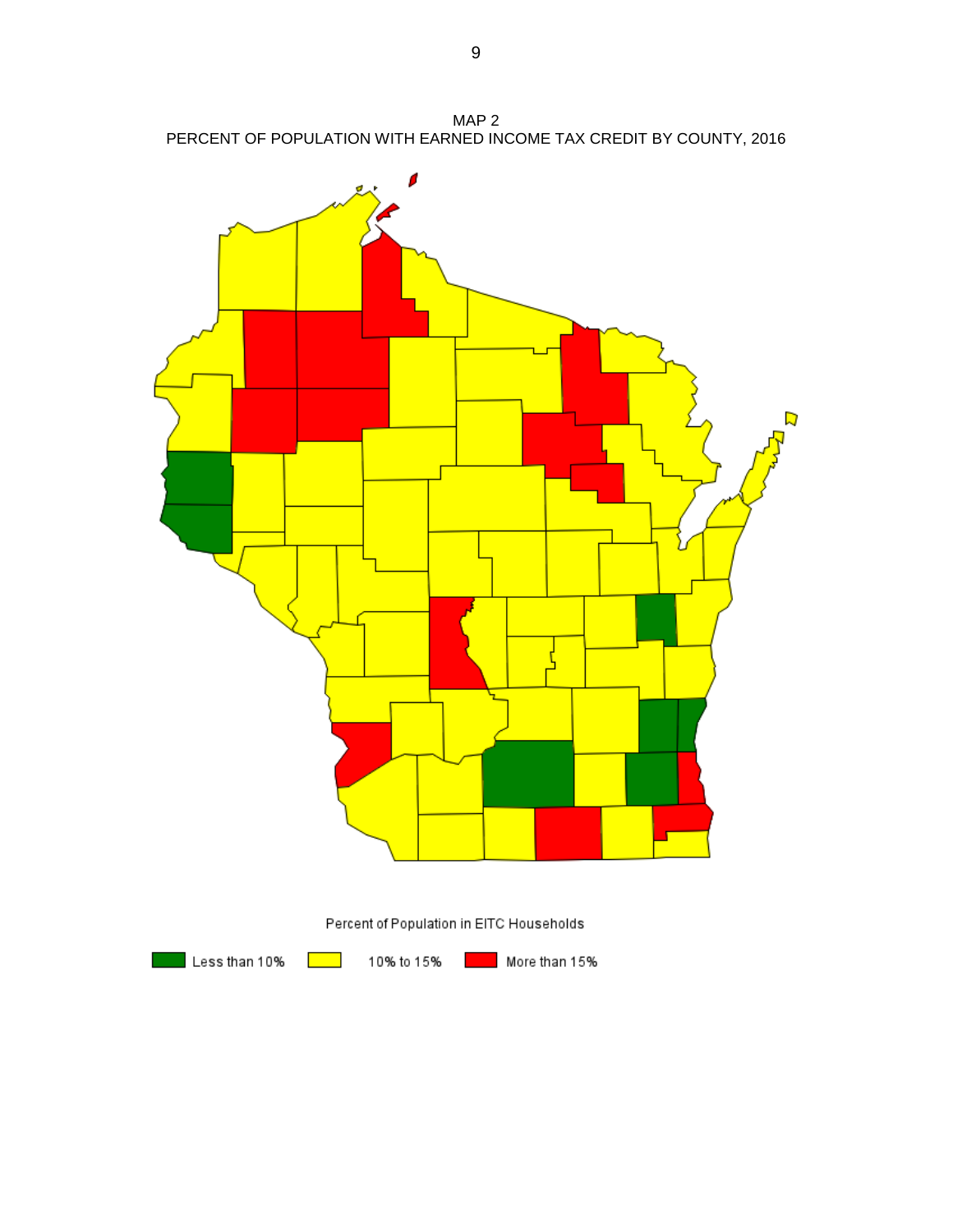MAP 2
PERCENT OF POPULATION WITH EARNED INCOME TAX CREDIT BY COUNTY, 2016

Percent of Population in EITC Households

Less than 10%

10% to 15%

More than 15%